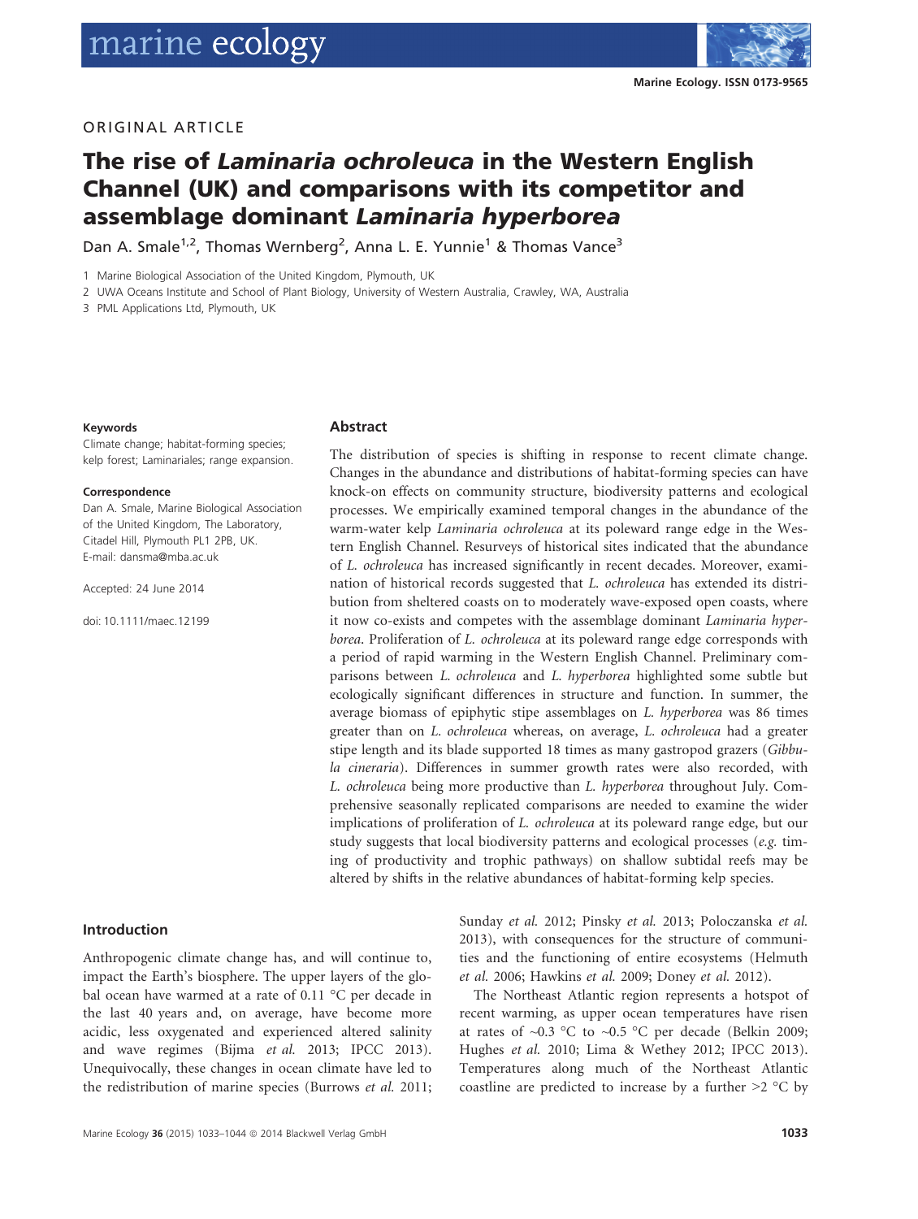ORIGINAL ARTICLE

# The rise of *Laminaria ochroleuca* in the Western English Channel (UK) and comparisons with its competitor and assemblage dominant *Laminaria hyperborea*

Dan A. Smale[1,2], Thomas Wernberg[2], Anna L. E. Yunnie[1] & Thomas Vance[3]

1 Marine Biological Association of the United Kingdom, Plymouth, UK

2 UWA Oceans Institute and School of Plant Biology, University of Western Australia, Crawley, WA, Australia

3 PML Applications Ltd, Plymouth, UK

**Keywords**

Climate change; habitat-forming species; kelp forest; Laminariales; range expansion.

**Correspondence**

Dan A. Smale, Marine Biological Association of the United Kingdom, The Laboratory, Citadel Hill, Plymouth PL1 2PB, UK.
E-mail: dansma@mba.ac.uk

Accepted: 24 June 2014

doi: 10.1111/maec.12199

## Abstract

The distribution of species is shifting in response to recent climate change. Changes in the abundance and distributions of habitat-forming species can have knock-on effects on community structure, biodiversity patterns and ecological processes. We empirically examined temporal changes in the abundance of the warm-water kelp *Laminaria ochroleuca* at its poleward range edge in the Western English Channel. Resurveys of historical sites indicated that the abundance of *L. ochroleuca* has increased significantly in recent decades. Moreover, examination of historical records suggested that *L. ochroleuca* has extended its distribution from sheltered coasts on to moderately wave-exposed open coasts, where it now co-exists and competes with the assemblage dominant *Laminaria hyperborea*. Proliferation of *L. ochroleuca* at its poleward range edge corresponds with a period of rapid warming in the Western English Channel. Preliminary comparisons between *L. ochroleuca* and *L. hyperborea* highlighted some subtle but ecologically significant differences in structure and function. In summer, the average biomass of epiphytic stipe assemblages on *L. hyperborea* was 86 times greater than on *L. ochroleuca* whereas, on average, *L. ochroleuca* had a greater stipe length and its blade supported 18 times as many gastropod grazers (*Gibbula cineraria*). Differences in summer growth rates were also recorded, with *L. ochroleuca* being more productive than *L. hyperborea* throughout July. Comprehensive seasonally replicated comparisons are needed to examine the wider implications of proliferation of *L. ochroleuca* at its poleward range edge, but our study suggests that local biodiversity patterns and ecological processes (*e.g.* timing of productivity and trophic pathways) on shallow subtidal reefs may be altered by shifts in the relative abundances of habitat-forming kelp species.

## Introduction

Anthropogenic climate change has, and will continue to, impact the Earth's biosphere. The upper layers of the global ocean have warmed at a rate of 0.11 °C per decade in the last 40 years and, on average, have become more acidic, less oxygenated and experienced altered salinity and wave regimes (Bijma *et al.* 2013; IPCC 2013). Unequivocally, these changes in ocean climate have led to the redistribution of marine species (Burrows *et al.* 2011; Sunday *et al.* 2012; Pinsky *et al.* 2013; Poloczanska *et al.* 2013), with consequences for the structure of communities and the functioning of entire ecosystems (Helmuth *et al.* 2006; Hawkins *et al.* 2009; Doney *et al.* 2012).

The Northeast Atlantic region represents a hotspot of recent warming, as upper ocean temperatures have risen at rates of ~0.3 °C to ~0.5 °C per decade (Belkin 2009; Hughes *et al.* 2010; Lima & Wethey 2012; IPCC 2013). Temperatures along much of the Northeast Atlantic coastline are predicted to increase by a further >2 °C by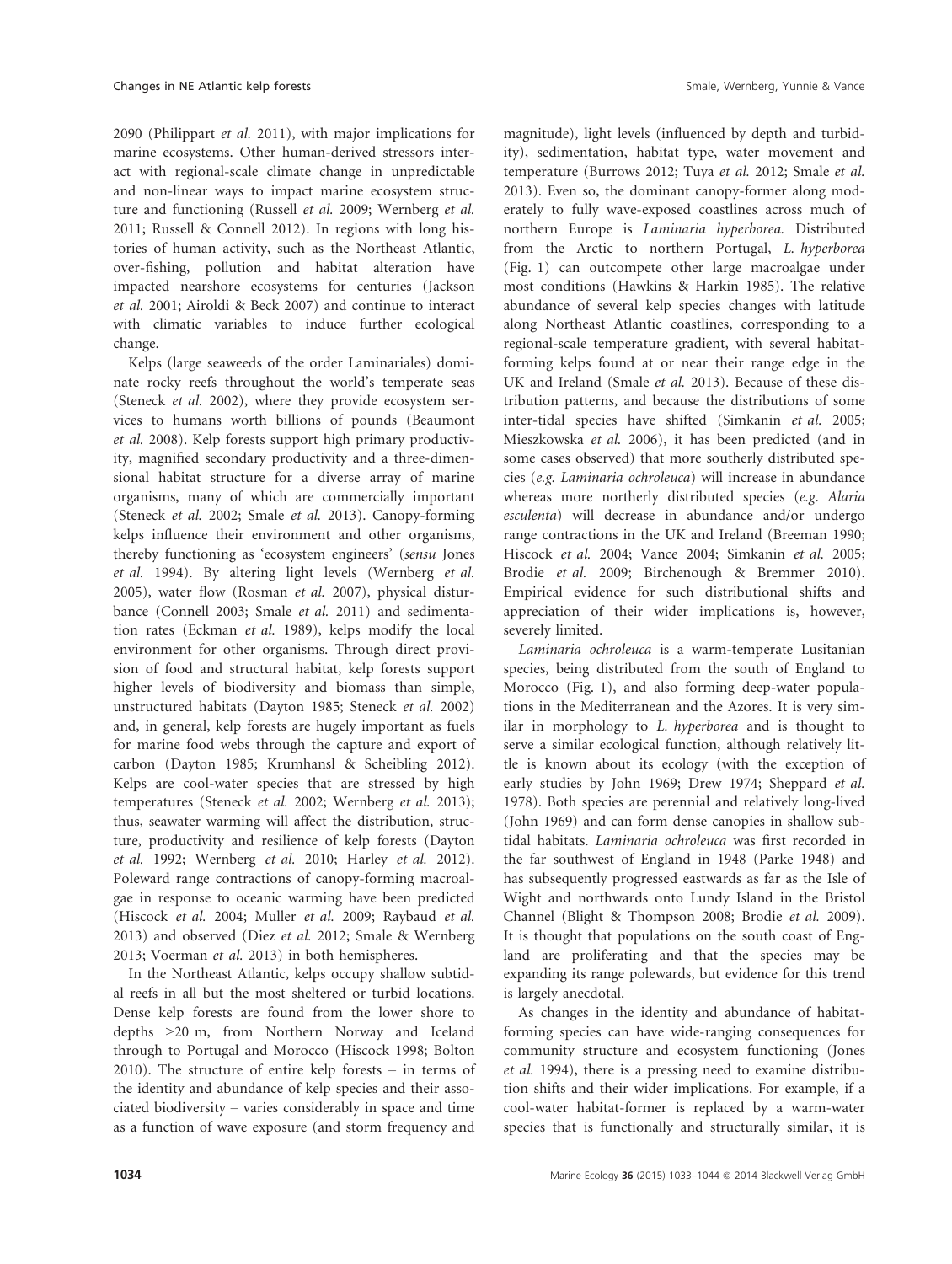2090 (Philippart *et al.* 2011), with major implications for marine ecosystems. Other human-derived stressors interact with regional-scale climate change in unpredictable and non-linear ways to impact marine ecosystem structure and functioning (Russell *et al.* 2009; Wernberg *et al.* 2011; Russell & Connell 2012). In regions with long histories of human activity, such as the Northeast Atlantic, over-fishing, pollution and habitat alteration have impacted nearshore ecosystems for centuries (Jackson *et al.* 2001; Airoldi & Beck 2007) and continue to interact with climatic variables to induce further ecological change.

Kelps (large seaweeds of the order Laminariales) dominate rocky reefs throughout the world's temperate seas (Steneck *et al.* 2002), where they provide ecosystem services to humans worth billions of pounds (Beaumont *et al.* 2008). Kelp forests support high primary productivity, magnified secondary productivity and a three-dimensional habitat structure for a diverse array of marine organisms, many of which are commercially important (Steneck *et al.* 2002; Smale *et al.* 2013). Canopy-forming kelps influence their environment and other organisms, thereby functioning as 'ecosystem engineers' (*sensu* Jones *et al.* 1994). By altering light levels (Wernberg *et al.* 2005), water flow (Rosman *et al.* 2007), physical disturbance (Connell 2003; Smale *et al.* 2011) and sedimentation rates (Eckman *et al.* 1989), kelps modify the local environment for other organisms. Through direct provision of food and structural habitat, kelp forests support higher levels of biodiversity and biomass than simple, unstructured habitats (Dayton 1985; Steneck *et al.* 2002) and, in general, kelp forests are hugely important as fuels for marine food webs through the capture and export of carbon (Dayton 1985; Krumhansl & Scheibling 2012). Kelps are cool-water species that are stressed by high temperatures (Steneck *et al.* 2002; Wernberg *et al.* 2013); thus, seawater warming will affect the distribution, structure, productivity and resilience of kelp forests (Dayton *et al.* 1992; Wernberg *et al.* 2010; Harley *et al.* 2012). Poleward range contractions of canopy-forming macroalgae in response to oceanic warming have been predicted (Hiscock *et al.* 2004; Muller *et al.* 2009; Raybaud *et al.* 2013) and observed (Diez *et al.* 2012; Smale & Wernberg 2013; Voerman *et al.* 2013) in both hemispheres.

In the Northeast Atlantic, kelps occupy shallow subtidal reefs in all but the most sheltered or turbid locations. Dense kelp forests are found from the lower shore to depths >20 m, from Northern Norway and Iceland through to Portugal and Morocco (Hiscock 1998; Bolton 2010). The structure of entire kelp forests – in terms of the identity and abundance of kelp species and their associated biodiversity – varies considerably in space and time as a function of wave exposure (and storm frequency and magnitude), light levels (influenced by depth and turbidity), sedimentation, habitat type, water movement and temperature (Burrows 2012; Tuya *et al.* 2012; Smale *et al.* 2013). Even so, the dominant canopy-former along moderately to fully wave-exposed coastlines across much of northern Europe is *Laminaria hyperborea*. Distributed from the Arctic to northern Portugal, *L. hyperborea* (Fig. 1) can outcompete other large macroalgae under most conditions (Hawkins & Harkin 1985). The relative abundance of several kelp species changes with latitude along Northeast Atlantic coastlines, corresponding to a regional-scale temperature gradient, with several habitat-forming kelps found at or near their range edge in the UK and Ireland (Smale *et al.* 2013). Because of these distribution patterns, and because the distributions of some inter-tidal species have shifted (Simkanin *et al.* 2005; Mieszkowska *et al.* 2006), it has been predicted (and in some cases observed) that more southerly distributed species (*e.g. Laminaria ochroleuca*) will increase in abundance whereas more northerly distributed species (*e.g. Alaria esculenta*) will decrease in abundance and/or undergo range contractions in the UK and Ireland (Breeman 1990; Hiscock *et al.* 2004; Vance 2004; Simkanin *et al.* 2005; Brodie *et al.* 2009; Birchenough & Bremmer 2010). Empirical evidence for such distributional shifts and appreciation of their wider implications is, however, severely limited.

*Laminaria ochroleuca* is a warm-temperate Lusitanian species, being distributed from the south of England to Morocco (Fig. 1), and also forming deep-water populations in the Mediterranean and the Azores. It is very similar in morphology to *L. hyperborea* and is thought to serve a similar ecological function, although relatively little is known about its ecology (with the exception of early studies by John 1969; Drew 1974; Sheppard *et al.* 1978). Both species are perennial and relatively long-lived (John 1969) and can form dense canopies in shallow subtidal habitats. *Laminaria ochroleuca* was first recorded in the far southwest of England in 1948 (Parke 1948) and has subsequently progressed eastwards as far as the Isle of Wight and northwards onto Lundy Island in the Bristol Channel (Blight & Thompson 2008; Brodie *et al.* 2009). It is thought that populations on the south coast of England are proliferating and that the species may be expanding its range polewards, but evidence for this trend is largely anecdotal.

As changes in the identity and abundance of habitat-forming species can have wide-ranging consequences for community structure and ecosystem functioning (Jones *et al.* 1994), there is a pressing need to examine distribution shifts and their wider implications. For example, if a cool-water habitat-former is replaced by a warm-water species that is functionally and structurally similar, it is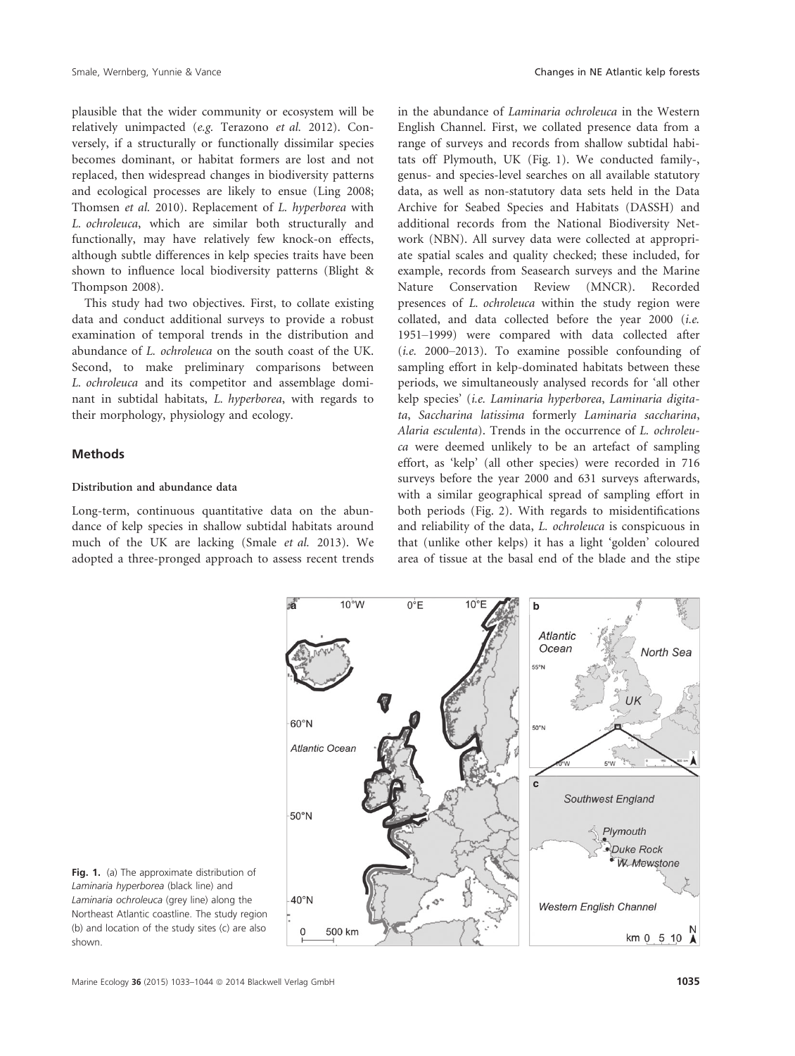plausible that the wider community or ecosystem will be relatively unimpacted (*e.g.* Terazono *et al.* 2012). Conversely, if a structurally or functionally dissimilar species becomes dominant, or habitat formers are lost and not replaced, then widespread changes in biodiversity patterns and ecological processes are likely to ensue (Ling 2008; Thomsen *et al.* 2010). Replacement of *L. hyperborea* with *L. ochroleuca*, which are similar both structurally and functionally, may have relatively few knock-on effects, although subtle differences in kelp species traits have been shown to influence local biodiversity patterns (Blight & Thompson 2008).

This study had two objectives. First, to collate existing data and conduct additional surveys to provide a robust examination of temporal trends in the distribution and abundance of *L. ochroleuca* on the south coast of the UK. Second, to make preliminary comparisons between *L. ochroleuca* and its competitor and assemblage dominant in subtidal habitats, *L. hyperborea*, with regards to their morphology, physiology and ecology.

## Methods

### Distribution and abundance data

Long-term, continuous quantitative data on the abundance of kelp species in shallow subtidal habitats around much of the UK are lacking (Smale *et al.* 2013). We adopted a three-pronged approach to assess recent trends in the abundance of *Laminaria ochroleuca* in the Western English Channel. First, we collated presence data from a range of surveys and records from shallow subtidal habitats off Plymouth, UK (Fig. 1). We conducted family-, genus- and species-level searches on all available statutory data, as well as non-statutory data sets held in the Data Archive for Seabed Species and Habitats (DASSH) and additional records from the National Biodiversity Network (NBN). All survey data were collected at appropriate spatial scales and quality checked; these included, for example, records from Seasearch surveys and the Marine Nature Conservation Review (MNCR). Recorded presences of *L. ochroleuca* within the study region were collated, and data collected before the year 2000 (*i.e.* 1951–1999) were compared with data collected after (*i.e.* 2000–2013). To examine possible confounding of sampling effort in kelp-dominated habitats between these periods, we simultaneously analysed records for 'all other kelp species' (*i.e. Laminaria hyperborea*, *Laminaria digitata*, *Saccharina latissima* formerly *Laminaria saccharina*, *Alaria esculenta*). Trends in the occurrence of *L. ochroleuca* were deemed unlikely to be an artefact of sampling effort, as 'kelp' (all other species) were recorded in 716 surveys before the year 2000 and 631 surveys afterwards, with a similar geographical spread of sampling effort in both periods (Fig. 2). With regards to misidentifications and reliability of the data, *L. ochroleuca* is conspicuous in that (unlike other kelps) it has a light 'golden' coloured area of tissue at the basal end of the blade and the stipe

**Fig. 1.** (a) The approximate distribution of *Laminaria hyperborea* (black line) and *Laminaria ochroleuca* (grey line) along the Northeast Atlantic coastline. The study region (b) and location of the study sites (c) are also shown.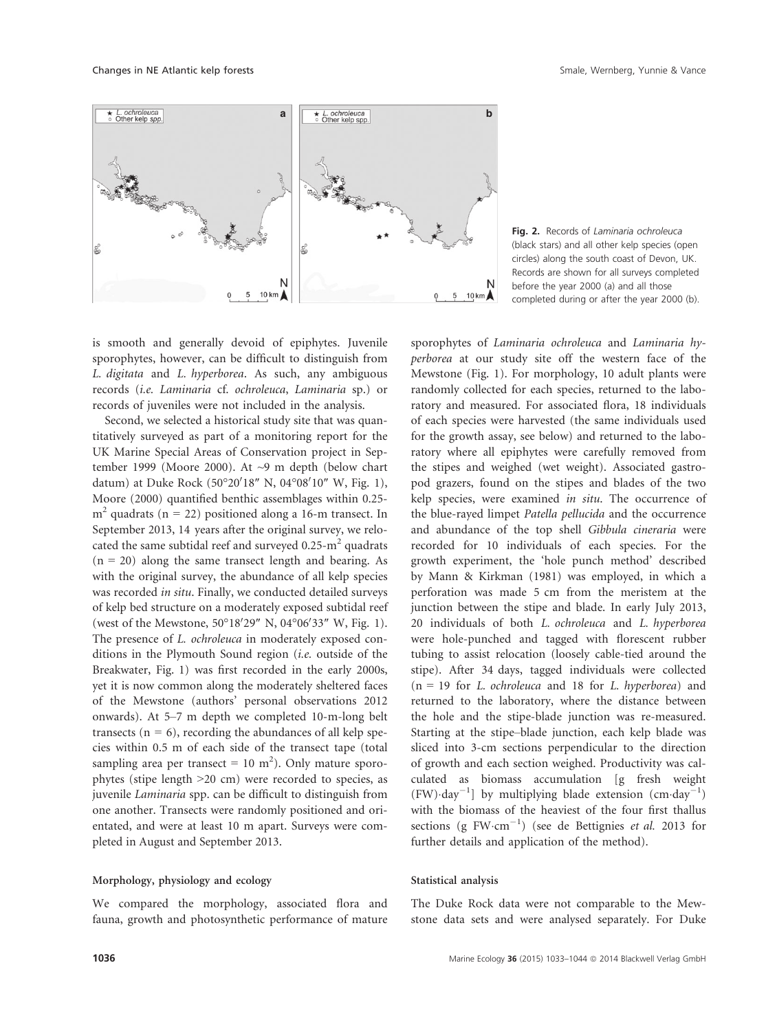Fig. 2. Records of *Laminaria ochroleuca* (black stars) and all other kelp species (open circles) along the south coast of Devon, UK. Records are shown for all surveys completed before the year 2000 (a) and all those completed during or after the year 2000 (b).

is smooth and generally devoid of epiphytes. Juvenile sporophytes, however, can be difficult to distinguish from *L. digitata* and *L. hyperborea*. As such, any ambiguous records (*i.e. Laminaria* cf. *ochroleuca*, *Laminaria* sp.) or records of juveniles were not included in the analysis.

Second, we selected a historical study site that was quantitatively surveyed as part of a monitoring report for the UK Marine Special Areas of Conservation project in September 1999 (Moore 2000). At ~9 m depth (below chart datum) at Duke Rock (50°20′18″ N, 04°08′10″ W, Fig. 1), Moore (2000) quantified benthic assemblages within 0.25-$m^2$ quadrats (n = 22) positioned along a 16-m transect. In September 2013, 14 years after the original survey, we relocated the same subtidal reef and surveyed 0.25-$m^2$ quadrats (n = 20) along the same transect length and bearing. As with the original survey, the abundance of all kelp species was recorded *in situ*. Finally, we conducted detailed surveys of kelp bed structure on a moderately exposed subtidal reef (west of the Mewstone, 50°18′29″ N, 04°06′33″ W, Fig. 1). The presence of *L. ochroleuca* in moderately exposed conditions in the Plymouth Sound region (*i.e.* outside of the Breakwater, Fig. 1) was first recorded in the early 2000s, yet it is now common along the moderately sheltered faces of the Mewstone (authors' personal observations 2012 onwards). At 5–7 m depth we completed 10-m-long belt transects (n = 6), recording the abundances of all kelp species within 0.5 m of each side of the transect tape (total sampling area per transect = 10 $m^2$). Only mature sporophytes (stipe length >20 cm) were recorded to species, as juvenile *Laminaria* spp. can be difficult to distinguish from one another. Transects were randomly positioned and orientated, and were at least 10 m apart. Surveys were completed in August and September 2013.

#### Morphology, physiology and ecology

We compared the morphology, associated flora and fauna, growth and photosynthetic performance of mature sporophytes of *Laminaria ochroleuca* and *Laminaria hyperborea* at our study site off the western face of the Mewstone (Fig. 1). For morphology, 10 adult plants were randomly collected for each species, returned to the laboratory and measured. For associated flora, 18 individuals of each species were harvested (the same individuals used for the growth assay, see below) and returned to the laboratory where all epiphytes were carefully removed from the stipes and weighed (wet weight). Associated gastropod grazers, found on the stipes and blades of the two kelp species, were examined *in situ*. The occurrence of the blue-rayed limpet *Patella pellucida* and the occurrence and abundance of the top shell *Gibbula cineraria* were recorded for 10 individuals of each species. For the growth experiment, the 'hole punch method' described by Mann & Kirkman (1981) was employed, in which a perforation was made 5 cm from the meristem at the junction between the stipe and blade. In early July 2013, 20 individuals of both *L. ochroleuca* and *L. hyperborea* were hole-punched and tagged with florescent rubber tubing to assist relocation (loosely cable-tied around the stipe). After 34 days, tagged individuals were collected (n = 19 for *L. ochroleuca* and 18 for *L. hyperborea*) and returned to the laboratory, where the distance between the hole and the stipe-blade junction was re-measured. Starting at the stipe–blade junction, each kelp blade was sliced into 3-cm sections perpendicular to the direction of growth and each section weighed. Productivity was calculated as biomass accumulation [g fresh weight (FW)·$day^{-1}$] by multiplying blade extension (cm·$day^{-1}$) with the biomass of the heaviest of the four first thallus sections (g FW·$cm^{-1}$) (see de Bettignies *et al.* 2013 for further details and application of the method).

#### Statistical analysis

The Duke Rock data were not comparable to the Mewstone data sets and were analysed separately. For Duke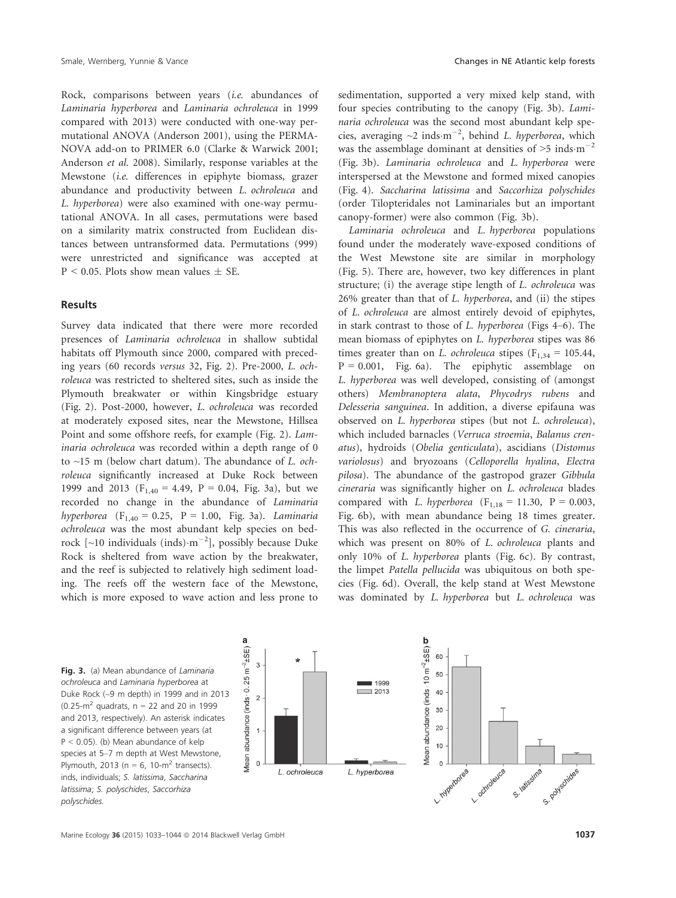Rock, comparisons between years (*i.e.* abundances of *Laminaria hyperborea* and *Laminaria ochroleuca* in 1999 compared with 2013) were conducted with one-way permutational ANOVA (Anderson 2001), using the PERMANOVA add-on to PRIMER 6.0 (Clarke & Warwick 2001; Anderson *et al.* 2008). Similarly, response variables at the Mewstone (*i.e.* differences in epiphyte biomass, grazer abundance and productivity between *L. ochroleuca* and *L. hyperborea*) were also examined with one-way permutational ANOVA. In all cases, permutations were based on a similarity matrix constructed from Euclidean distances between untransformed data. Permutations (999) were unrestricted and significance was accepted at $P < 0.05$. Plots show mean values ± SE.

## Results

Survey data indicated that there were more recorded presences of *Laminaria ochroleuca* in shallow subtidal habitats off Plymouth since 2000, compared with preceding years (60 records *versus* 32, Fig. 2). Pre-2000, *L. ochroleuca* was restricted to sheltered sites, such as inside the Plymouth breakwater or within Kingsbridge estuary (Fig. 2). Post-2000, however, *L. ochroleuca* was recorded at moderately exposed sites, near the Mewstone, Hillsea Point and some offshore reefs, for example (Fig. 2). *Laminaria ochroleuca* was recorded within a depth range of 0 to ~15 m (below chart datum). The abundance of *L. ochroleuca* significantly increased at Duke Rock between 1999 and 2013 ($F_{1,40} = 4.49$, $P = 0.04$, Fig. 3a), but we recorded no change in the abundance of *Laminaria hyperborea* ($F_{1,40} = 0.25$, $P = 1.00$, Fig. 3a). *Laminaria ochroleuca* was the most abundant kelp species on bedrock [~10 individuals (inds)·m$^{-2}$], possibly because Duke Rock is sheltered from wave action by the breakwater, and the reef is subjected to relatively high sediment loading. The reefs off the western face of the Mewstone, which is more exposed to wave action and less prone to sedimentation, supported a very mixed kelp stand, with four species contributing to the canopy (Fig. 3b). *Laminaria ochroleuca* was the second most abundant kelp species, averaging ~2 inds·m$^{-2}$, behind *L. hyperborea*, which was the assemblage dominant at densities of >5 inds·m$^{-2}$ (Fig. 3b). *Laminaria ochroleuca* and *L. hyperborea* were interspersed at the Mewstone and formed mixed canopies (Fig. 4). *Saccharina latissima* and *Saccorhiza polyschides* (order Tilopteridales not Laminariales but an important canopy-former) were also common (Fig. 3b).

*Laminaria ochroleuca* and *L. hyperborea* populations found under the moderately wave-exposed conditions of the West Mewstone site are similar in morphology (Fig. 5). There are, however, two key differences in plant structure; (i) the average stipe length of *L. ochroleuca* was 26% greater than that of *L. hyperborea*, and (ii) the stipes of *L. ochroleuca* are almost entirely devoid of epiphytes, in stark contrast to those of *L. hyperborea* (Figs 4–6). The mean biomass of epiphytes on *L. hyperborea* stipes was 86 times greater than on *L. ochroleuca* stipes ($F_{1,34} = 105.44$, $P = 0.001$, Fig. 6a). The epiphytic assemblage on *L. hyperborea* was well developed, consisting of (amongst others) *Membranoptera alata*, *Phycodrys rubens* and *Delesseria sanguinea*. In addition, a diverse epifauna was observed on *L. hyperborea* stipes (but not *L. ochroleuca*), which included barnacles (*Verruca stroemia*, *Balanus crenatus*), hydroids (*Obelia genticulata*), ascidians (*Distomus variolosus*) and bryozoans (*Celloporella hyalina*, *Electra pilosa*). The abundance of the gastropod grazer *Gibbula cineraria* was significantly higher on *L. ochroleuca* blades compared with *L. hyperborea* ($F_{1,18} = 11.30$, $P = 0.003$, Fig. 6b), with mean abundance being 18 times greater. This was also reflected in the occurrence of *G. cineraria*, which was present on 80% of *L. ochroleuca* plants and only 10% of *L. hyperborea* plants (Fig. 6c). By contrast, the limpet *Patella pellucida* was ubiquitous on both species (Fig. 6d). Overall, the kelp stand at West Mewstone was dominated by *L. hyperborea* but *L. ochroleuca* was

**Fig. 3.** (a) Mean abundance of *Laminaria ochroleuca* and *Laminaria hyperborea* at Duke Rock (~9 m depth) in 1999 and in 2013 (0.25-m$^2$ quadrats, n = 22 and 20 in 1999 and 2013, respectively). An asterisk indicates a significant difference between years (at $P < 0.05$). (b) Mean abundance of kelp species at 5–7 m depth at West Mewstone, Plymouth, 2013 (n = 6, 10-m$^2$ transects). inds, individuals; *S. latissima*, *Saccharina latissima*; *S. polyschides*, *Saccorhiza polyschides*.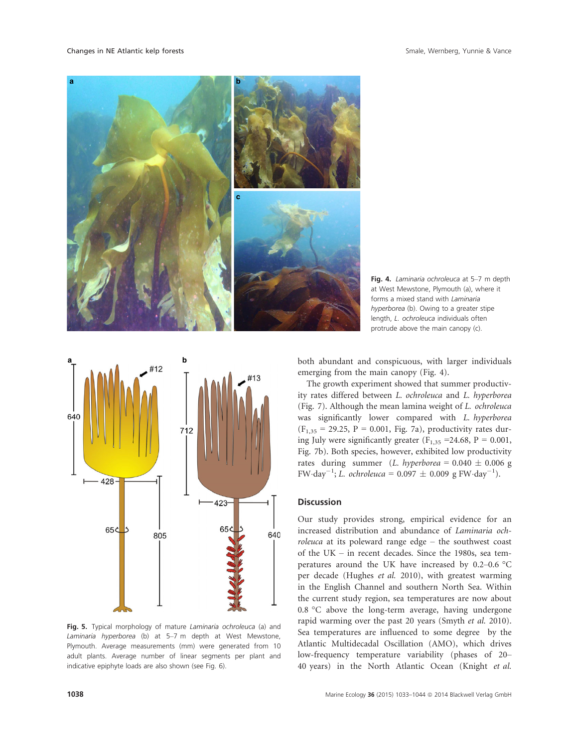Fig. 4. *Laminaria ochroleuca* at 5–7 m depth at West Mewstone, Plymouth (a), where it forms a mixed stand with *Laminaria hyperborea* (b). Owing to a greater stipe length, *L. ochroleuca* individuals often protrude above the main canopy (c).

Fig. 5. Typical morphology of mature *Laminaria ochroleuca* (a) and *Laminaria hyperborea* (b) at 5–7 m depth at West Mewstone, Plymouth. Average measurements (mm) were generated from 10 adult plants. Average number of linear segments per plant and indicative epiphyte loads are also shown (see Fig. 6).

both abundant and conspicuous, with larger individuals emerging from the main canopy (Fig. 4).

The growth experiment showed that summer productivity rates differed between *L. ochroleuca* and *L. hyperborea* (Fig. 7). Although the mean lamina weight of *L. ochroleuca* was significantly lower compared with *L. hyperborea* ($F_{1,35}$ = 29.25, P = 0.001, Fig. 7a), productivity rates during July were significantly greater ($F_{1,35}$ =24.68, P = 0.001, Fig. 7b). Both species, however, exhibited low productivity rates during summer (*L. hyperborea* = 0.040 ± 0.006 g FW·day$^{-1}$; *L. ochroleuca* = 0.097 ± 0.009 g FW·day$^{-1}$).

## Discussion

Our study provides strong, empirical evidence for an increased distribution and abundance of *Laminaria ochroleuca* at its poleward range edge – the southwest coast of the UK – in recent decades. Since the 1980s, sea temperatures around the UK have increased by 0.2–0.6 °C per decade (Hughes *et al.* 2010), with greatest warming in the English Channel and southern North Sea. Within the current study region, sea temperatures are now about 0.8 °C above the long-term average, having undergone rapid warming over the past 20 years (Smyth *et al.* 2010). Sea temperatures are influenced to some degree by the Atlantic Multidecadal Oscillation (AMO), which drives low-frequency temperature variability (phases of 20–40 years) in the North Atlantic Ocean (Knight *et al.*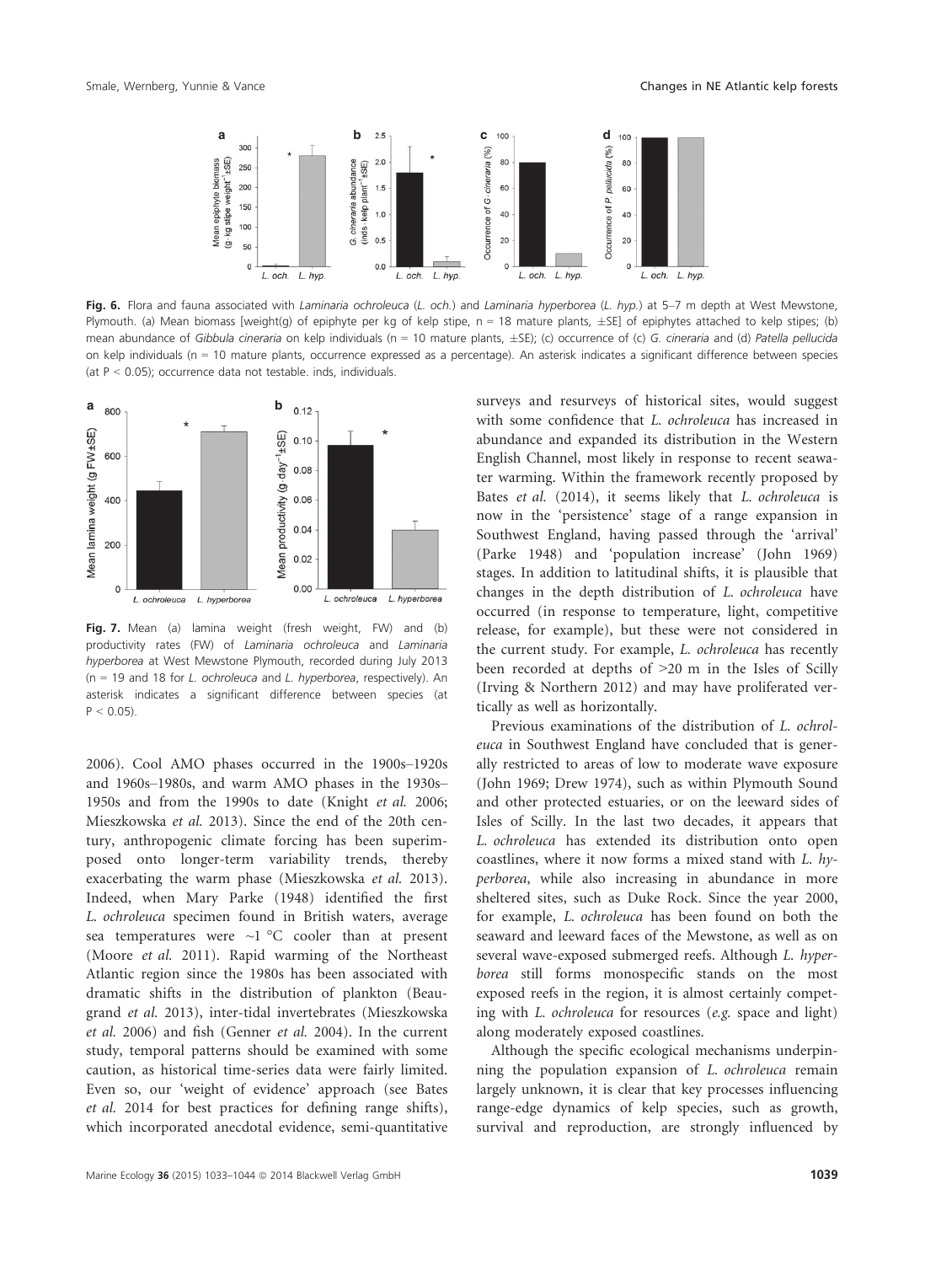**Fig. 6.** Flora and fauna associated with *Laminaria ochroleuca* (*L. och.*) and *Laminaria hyperborea* (*L. hyp.*) at 5–7 m depth at West Mewstone, Plymouth. (a) Mean biomass [weight(g) of epiphyte per kg of kelp stipe, n = 18 mature plants, ±SE] of epiphytes attached to kelp stipes; (b) mean abundance of *Gibbula cineraria* on kelp individuals (n = 10 mature plants, ±SE); (c) occurrence of (c) *G. cineraria* and (d) *Patella pellucida* on kelp individuals (n = 10 mature plants, occurrence expressed as a percentage). An asterisk indicates a significant difference between species (at P < 0.05); occurrence data not testable. inds, individuals.

**Fig. 7.** Mean (a) lamina weight (fresh weight, FW) and (b) productivity rates (FW) of *Laminaria ochroleuca* and *Laminaria hyperborea* at West Mewstone Plymouth, recorded during July 2013 (n = 19 and 18 for *L. ochroleuca* and *L. hyperborea*, respectively). An asterisk indicates a significant difference between species (at P < 0.05).

2006). Cool AMO phases occurred in the 1900s–1920s and 1960s–1980s, and warm AMO phases in the 1930s–1950s and from the 1990s to date (Knight *et al.* 2006; Mieszkowska *et al.* 2013). Since the end of the 20th century, anthropogenic climate forcing has been superimposed onto longer-term variability trends, thereby exacerbating the warm phase (Mieszkowska *et al.* 2013). Indeed, when Mary Parke (1948) identified the first *L. ochroleuca* specimen found in British waters, average sea temperatures were ~1 °C cooler than at present (Moore *et al.* 2011). Rapid warming of the Northeast Atlantic region since the 1980s has been associated with dramatic shifts in the distribution of plankton (Beaugrand *et al.* 2013), inter-tidal invertebrates (Mieszkowska *et al.* 2006) and fish (Genner *et al.* 2004). In the current study, temporal patterns should be examined with some caution, as historical time-series data were fairly limited. Even so, our 'weight of evidence' approach (see Bates *et al.* 2014 for best practices for defining range shifts), which incorporated anecdotal evidence, semi-quantitative surveys and resurveys of historical sites, would suggest with some confidence that *L. ochroleuca* has increased in abundance and expanded its distribution in the Western English Channel, most likely in response to recent seawater warming. Within the framework recently proposed by Bates *et al.* (2014), it seems likely that *L. ochroleuca* is now in the 'persistence' stage of a range expansion in Southwest England, having passed through the 'arrival' (Parke 1948) and 'population increase' (John 1969) stages. In addition to latitudinal shifts, it is plausible that changes in the depth distribution of *L. ochroleuca* have occurred (in response to temperature, light, competitive release, for example), but these were not considered in the current study. For example, *L. ochroleuca* has recently been recorded at depths of >20 m in the Isles of Scilly (Irving & Northern 2012) and may have proliferated vertically as well as horizontally.

Previous examinations of the distribution of *L. ochroleuca* in Southwest England have concluded that is generally restricted to areas of low to moderate wave exposure (John 1969; Drew 1974), such as within Plymouth Sound and other protected estuaries, or on the leeward sides of Isles of Scilly. In the last two decades, it appears that *L. ochroleuca* has extended its distribution onto open coastlines, where it now forms a mixed stand with *L. hyperborea*, while also increasing in abundance in more sheltered sites, such as Duke Rock. Since the year 2000, for example, *L. ochroleuca* has been found on both the seaward and leeward faces of the Mewstone, as well as on several wave-exposed submerged reefs. Although *L. hyperborea* still forms monospecific stands on the most exposed reefs in the region, it is almost certainly competing with *L. ochroleuca* for resources (*e.g.* space and light) along moderately exposed coastlines.

Although the specific ecological mechanisms underpinning the population expansion of *L. ochroleuca* remain largely unknown, it is clear that key processes influencing range-edge dynamics of kelp species, such as growth, survival and reproduction, are strongly influenced by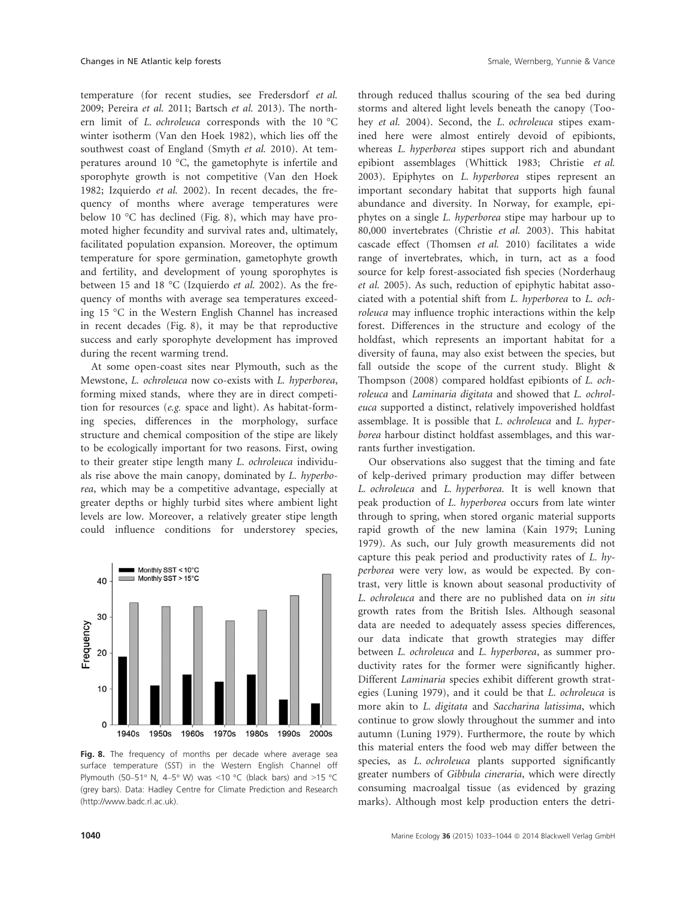temperature (for recent studies, see Fredersdorf *et al.* 2009; Pereira *et al.* 2011; Bartsch *et al.* 2013). The northern limit of *L. ochroleuca* corresponds with the 10 °C winter isotherm (Van den Hoek 1982), which lies off the southwest coast of England (Smyth *et al.* 2010). At temperatures around 10 °C, the gametophyte is infertile and sporophyte growth is not competitive (Van den Hoek 1982; Izquierdo *et al.* 2002). In recent decades, the frequency of months where average temperatures were below 10 °C has declined (Fig. 8), which may have promoted higher fecundity and survival rates and, ultimately, facilitated population expansion. Moreover, the optimum temperature for spore germination, gametophyte growth and fertility, and development of young sporophytes is between 15 and 18 °C (Izquierdo *et al.* 2002). As the frequency of months with average sea temperatures exceeding 15 °C in the Western English Channel has increased in recent decades (Fig. 8), it may be that reproductive success and early sporophyte development has improved during the recent warming trend.

At some open-coast sites near Plymouth, such as the Mewstone, *L. ochroleuca* now co-exists with *L. hyperborea*, forming mixed stands, where they are in direct competition for resources (*e.g.* space and light). As habitat-forming species, differences in the morphology, surface structure and chemical composition of the stipe are likely to be ecologically important for two reasons. First, owing to their greater stipe length many *L. ochroleuca* individuals rise above the main canopy, dominated by *L. hyperborea*, which may be a competitive advantage, especially at greater depths or highly turbid sites where ambient light levels are low. Moreover, a relatively greater stipe length could influence conditions for understorey species, through reduced thallus scouring of the sea bed during storms and altered light levels beneath the canopy (Toohey *et al.* 2004). Second, the *L. ochroleuca* stipes examined here were almost entirely devoid of epibionts, whereas *L. hyperborea* stipes support rich and abundant epibiont assemblages (Whittick 1983; Christie *et al.* 2003). Epiphytes on *L. hyperborea* stipes represent an important secondary habitat that supports high faunal abundance and diversity. In Norway, for example, epiphytes on a single *L. hyperborea* stipe may harbour up to 80,000 invertebrates (Christie *et al.* 2003). This habitat cascade effect (Thomsen *et al.* 2010) facilitates a wide range of invertebrates, which, in turn, act as a food source for kelp forest-associated fish species (Norderhaug *et al.* 2005). As such, reduction of epiphytic habitat associated with a potential shift from *L. hyperborea* to *L. ochroleuca* may influence trophic interactions within the kelp forest. Differences in the structure and ecology of the holdfast, which represents an important habitat for a diversity of fauna, may also exist between the species, but fall outside the scope of the current study. Blight & Thompson (2008) compared holdfast epibionts of *L. ochroleuca* and *Laminaria digitata* and showed that *L. ochroleuca* supported a distinct, relatively impoverished holdfast assemblage. It is possible that *L. ochroleuca* and *L. hyperborea* harbour distinct holdfast assemblages, and this warrants further investigation.

**Fig. 8.** The frequency of months per decade where average sea surface temperature (SST) in the Western English Channel off Plymouth (50–51° N, 4–5° W) was <10 °C (black bars) and >15 °C (grey bars). Data: Hadley Centre for Climate Prediction and Research (http://www.badc.rl.ac.uk).

Our observations also suggest that the timing and fate of kelp-derived primary production may differ between *L. ochroleuca* and *L. hyperborea.* It is well known that peak production of *L. hyperborea* occurs from late winter through to spring, when stored organic material supports rapid growth of the new lamina (Kain 1979; Luning 1979). As such, our July growth measurements did not capture this peak period and productivity rates of *L. hyperborea* were very low, as would be expected. By contrast, very little is known about seasonal productivity of *L. ochroleuca* and there are no published data on *in situ* growth rates from the British Isles. Although seasonal data are needed to adequately assess species differences, our data indicate that growth strategies may differ between *L. ochroleuca* and *L. hyperborea*, as summer productivity rates for the former were significantly higher. Different *Laminaria* species exhibit different growth strategies (Luning 1979), and it could be that *L. ochroleuca* is more akin to *L. digitata* and *Saccharina latissima*, which continue to grow slowly throughout the summer and into autumn (Luning 1979). Furthermore, the route by which this material enters the food web may differ between the species, as *L. ochroleuca* plants supported significantly greater numbers of *Gibbula cineraria*, which were directly consuming macroalgal tissue (as evidenced by grazing marks). Although most kelp production enters the detri-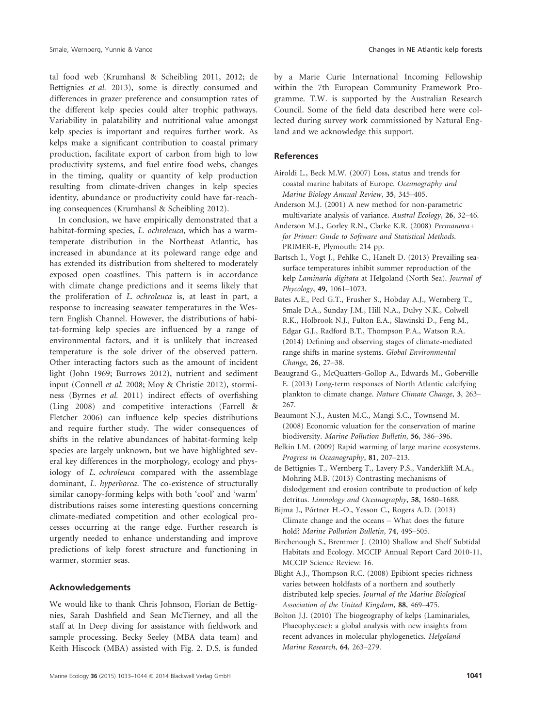tal food web (Krumhansl & Scheibling 2011, 2012; de Bettignies *et al.* 2013), some is directly consumed and differences in grazer preference and consumption rates of the different kelp species could alter trophic pathways. Variability in palatability and nutritional value amongst kelp species is important and requires further work. As kelps make a significant contribution to coastal primary production, facilitate export of carbon from high to low productivity systems, and fuel entire food webs, changes in the timing, quality or quantity of kelp production resulting from climate-driven changes in kelp species identity, abundance or productivity could have far-reaching consequences (Krumhansl & Scheibling 2012).

In conclusion, we have empirically demonstrated that a habitat-forming species, *L. ochroleuca*, which has a warm-temperate distribution in the Northeast Atlantic, has increased in abundance at its poleward range edge and has extended its distribution from sheltered to moderately exposed open coastlines. This pattern is in accordance with climate change predictions and it seems likely that the proliferation of *L. ochroleuca* is, at least in part, a response to increasing seawater temperatures in the Western English Channel. However, the distributions of habitat-forming kelp species are influenced by a range of environmental factors, and it is unlikely that increased temperature is the sole driver of the observed pattern. Other interacting factors such as the amount of incident light (John 1969; Burrows 2012), nutrient and sediment input (Connell *et al.* 2008; Moy & Christie 2012), storminess (Byrnes *et al.* 2011) indirect effects of overfishing (Ling 2008) and competitive interactions (Farrell & Fletcher 2006) can influence kelp species distributions and require further study. The wider consequences of shifts in the relative abundances of habitat-forming kelp species are largely unknown, but we have highlighted several key differences in the morphology, ecology and physiology of *L. ochroleuca* compared with the assemblage dominant, *L. hyperborea*. The co-existence of structurally similar canopy-forming kelps with both 'cool' and 'warm' distributions raises some interesting questions concerning climate-mediated competition and other ecological processes occurring at the range edge. Further research is urgently needed to enhance understanding and improve predictions of kelp forest structure and functioning in warmer, stormier seas.

## Acknowledgements

We would like to thank Chris Johnson, Florian de Bettignies, Sarah Dashfield and Sean McTierney, and all the staff at In Deep diving for assistance with fieldwork and sample processing. Becky Seeley (MBA data team) and Keith Hiscock (MBA) assisted with Fig. 2. D.S. is funded by a Marie Curie International Incoming Fellowship within the 7th European Community Framework Programme. T.W. is supported by the Australian Research Council. Some of the field data described here were collected during survey work commissioned by Natural England and we acknowledge this support.

## References

Airoldi L., Beck M.W. (2007) Loss, status and trends for coastal marine habitats of Europe. *Oceanography and Marine Biology Annual Review*, **35**, 345–405.

Anderson M.J. (2001) A new method for non-parametric multivariate analysis of variance. *Austral Ecology*, **26**, 32–46.

Anderson M.J., Gorley R.N., Clarke K.R. (2008) *Permanova+ for Primer: Guide to Software and Statistical Methods*. PRIMER-E, Plymouth: 214 pp.

Bartsch I., Vogt J., Pehlke C., Hanelt D. (2013) Prevailing sea-surface temperatures inhibit summer reproduction of the kelp *Laminaria digitata* at Helgoland (North Sea). *Journal of Phycology*, **49**, 1061–1073.

Bates A.E., Pecl G.T., Frusher S., Hobday A.J., Wernberg T., Smale D.A., Sunday J.M., Hill N.A., Dulvy N.K., Colwell R.K., Holbrook N.J., Fulton E.A., Slawinski D., Feng M., Edgar G.J., Radford B.T., Thompson P.A., Watson R.A. (2014) Defining and observing stages of climate-mediated range shifts in marine systems. *Global Environmental Change*, **26**, 27–38.

Beaugrand G., McQuatters-Gollop A., Edwards M., Goberville E. (2013) Long-term responses of North Atlantic calcifying plankton to climate change. *Nature Climate Change*, **3**, 263–267.

Beaumont N.J., Austen M.C., Mangi S.C., Townsend M. (2008) Economic valuation for the conservation of marine biodiversity. *Marine Pollution Bulletin*, **56**, 386–396.

Belkin I.M. (2009) Rapid warming of large marine ecosystems. *Progress in Oceanography*, **81**, 207–213.

de Bettignies T., Wernberg T., Lavery P.S., Vanderklift M.A., Mohring M.B. (2013) Contrasting mechanisms of dislodgement and erosion contribute to production of kelp detritus. *Limnology and Oceanography*, **58**, 1680–1688.

Bijma J., Pörtner H.-O., Yesson C., Rogers A.D. (2013) Climate change and the oceans – What does the future hold? *Marine Pollution Bulletin*, **74**, 495–505.

Birchenough S., Bremmer J. (2010) Shallow and Shelf Subtidal Habitats and Ecology. MCCIP Annual Report Card 2010-11, MCCIP Science Review: 16.

Blight A.J., Thompson R.C. (2008) Epibiont species richness varies between holdfasts of a northern and southerly distributed kelp species. *Journal of the Marine Biological Association of the United Kingdom*, **88**, 469–475.

Bolton J.J. (2010) The biogeography of kelps (Laminariales, Phaeophyceae): a global analysis with new insights from recent advances in molecular phylogenetics. *Helgoland Marine Research*, **64**, 263–279.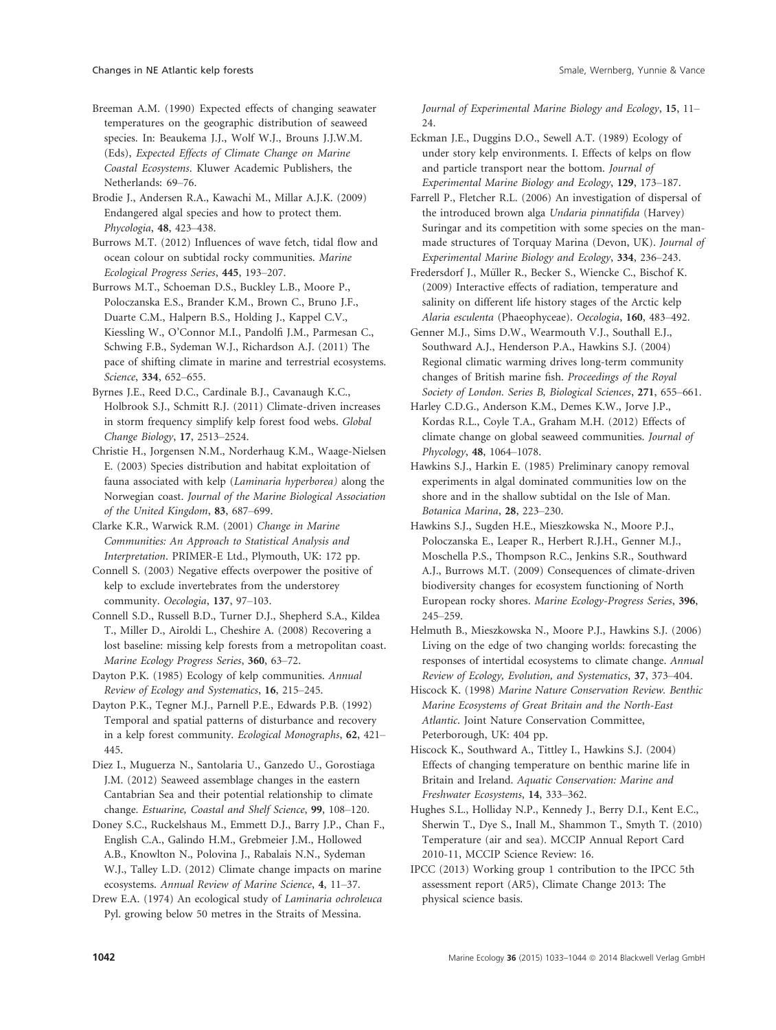Breeman A.M. (1990) Expected effects of changing seawater temperatures on the geographic distribution of seaweed species. In: Beaukema J.J., Wolf W.J., Brouns J.J.W.M. (Eds), *Expected Effects of Climate Change on Marine Coastal Ecosystems*. Kluwer Academic Publishers, the Netherlands: 69–76.

Brodie J., Andersen R.A., Kawachi M., Millar A.J.K. (2009) Endangered algal species and how to protect them. *Phycologia*, **48**, 423–438.

Burrows M.T. (2012) Influences of wave fetch, tidal flow and ocean colour on subtidal rocky communities. *Marine Ecological Progress Series*, **445**, 193–207.

Burrows M.T., Schoeman D.S., Buckley L.B., Moore P., Poloczanska E.S., Brander K.M., Brown C., Bruno J.F., Duarte C.M., Halpern B.S., Holding J., Kappel C.V., Kiessling W., O'Connor M.I., Pandolfi J.M., Parmesan C., Schwing F.B., Sydeman W.J., Richardson A.J. (2011) The pace of shifting climate in marine and terrestrial ecosystems. *Science*, **334**, 652–655.

Byrnes J.E., Reed D.C., Cardinale B.J., Cavanaugh K.C., Holbrook S.J., Schmitt R.J. (2011) Climate-driven increases in storm frequency simplify kelp forest food webs. *Global Change Biology*, **17**, 2513–2524.

Christie H., Jorgensen N.M., Norderhaug K.M., Waage-Nielsen E. (2003) Species distribution and habitat exploitation of fauna associated with kelp (*Laminaria hyperborea)* along the Norwegian coast. *Journal of the Marine Biological Association of the United Kingdom*, **83**, 687–699.

Clarke K.R., Warwick R.M. (2001) *Change in Marine Communities: An Approach to Statistical Analysis and Interpretation*. PRIMER-E Ltd., Plymouth, UK: 172 pp.

Connell S. (2003) Negative effects overpower the positive of kelp to exclude invertebrates from the understorey community. *Oecologia*, **137**, 97–103.

Connell S.D., Russell B.D., Turner D.J., Shepherd S.A., Kildea T., Miller D., Airoldi L., Cheshire A. (2008) Recovering a lost baseline: missing kelp forests from a metropolitan coast. *Marine Ecology Progress Series*, **360**, 63–72.

Dayton P.K. (1985) Ecology of kelp communities. *Annual Review of Ecology and Systematics*, **16**, 215–245.

Dayton P.K., Tegner M.J., Parnell P.E., Edwards P.B. (1992) Temporal and spatial patterns of disturbance and recovery in a kelp forest community. *Ecological Monographs*, **62**, 421–445.

Diez I., Muguerza N., Santolaria U., Ganzedo U., Gorostiaga J.M. (2012) Seaweed assemblage changes in the eastern Cantabrian Sea and their potential relationship to climate change. *Estuarine, Coastal and Shelf Science*, **99**, 108–120.

Doney S.C., Ruckelshaus M., Emmett D.J., Barry J.P., Chan F., English C.A., Galindo H.M., Grebmeier J.M., Hollowed A.B., Knowlton N., Polovina J., Rabalais N.N., Sydeman W.J., Talley L.D. (2012) Climate change impacts on marine ecosystems. *Annual Review of Marine Science*, **4**, 11–37.

Drew E.A. (1974) An ecological study of *Laminaria ochroleuca* Pyl. growing below 50 metres in the Straits of Messina. *Journal of Experimental Marine Biology and Ecology*, **15**, 11–24.

Eckman J.E., Duggins D.O., Sewell A.T. (1989) Ecology of under story kelp environments. I. Effects of kelps on flow and particle transport near the bottom. *Journal of Experimental Marine Biology and Ecology*, **129**, 173–187.

Farrell P., Fletcher R.L. (2006) An investigation of dispersal of the introduced brown alga *Undaria pinnatifida* (Harvey) Suringar and its competition with some species on the man-made structures of Torquay Marina (Devon, UK). *Journal of Experimental Marine Biology and Ecology*, **334**, 236–243.

Fredersdorf J., Müller R., Becker S., Wiencke C., Bischof K. (2009) Interactive effects of radiation, temperature and salinity on different life history stages of the Arctic kelp *Alaria esculenta* (Phaeophyceae). *Oecologia*, **160**, 483–492.

Genner M.J., Sims D.W., Wearmouth V.J., Southall E.J., Southward A.J., Henderson P.A., Hawkins S.J. (2004) Regional climatic warming drives long-term community changes of British marine fish. *Proceedings of the Royal Society of London. Series B, Biological Sciences*, **271**, 655–661.

Harley C.D.G., Anderson K.M., Demes K.W., Jorve J.P., Kordas R.L., Coyle T.A., Graham M.H. (2012) Effects of climate change on global seaweed communities. *Journal of Phycology*, **48**, 1064–1078.

Hawkins S.J., Harkin E. (1985) Preliminary canopy removal experiments in algal dominated communities low on the shore and in the shallow subtidal on the Isle of Man. *Botanica Marina*, **28**, 223–230.

Hawkins S.J., Sugden H.E., Mieszkowska N., Moore P.J., Poloczanska E., Leaper R., Herbert R.J.H., Genner M.J., Moschella P.S., Thompson R.C., Jenkins S.R., Southward A.J., Burrows M.T. (2009) Consequences of climate-driven biodiversity changes for ecosystem functioning of North European rocky shores. *Marine Ecology-Progress Series*, **396**, 245–259.

Helmuth B., Mieszkowska N., Moore P.J., Hawkins S.J. (2006) Living on the edge of two changing worlds: forecasting the responses of intertidal ecosystems to climate change. *Annual Review of Ecology, Evolution, and Systematics*, **37**, 373–404.

Hiscock K. (1998) *Marine Nature Conservation Review. Benthic Marine Ecosystems of Great Britain and the North-East Atlantic*. Joint Nature Conservation Committee, Peterborough, UK: 404 pp.

Hiscock K., Southward A., Tittley I., Hawkins S.J. (2004) Effects of changing temperature on benthic marine life in Britain and Ireland. *Aquatic Conservation: Marine and Freshwater Ecosystems*, **14**, 333–362.

Hughes S.L., Holliday N.P., Kennedy J., Berry D.I., Kent E.C., Sherwin T., Dye S., Inall M., Shammon T., Smyth T. (2010) Temperature (air and sea). MCCIP Annual Report Card 2010-11, MCCIP Science Review: 16.

IPCC (2013) Working group 1 contribution to the IPCC 5th assessment report (AR5), Climate Change 2013: The physical science basis.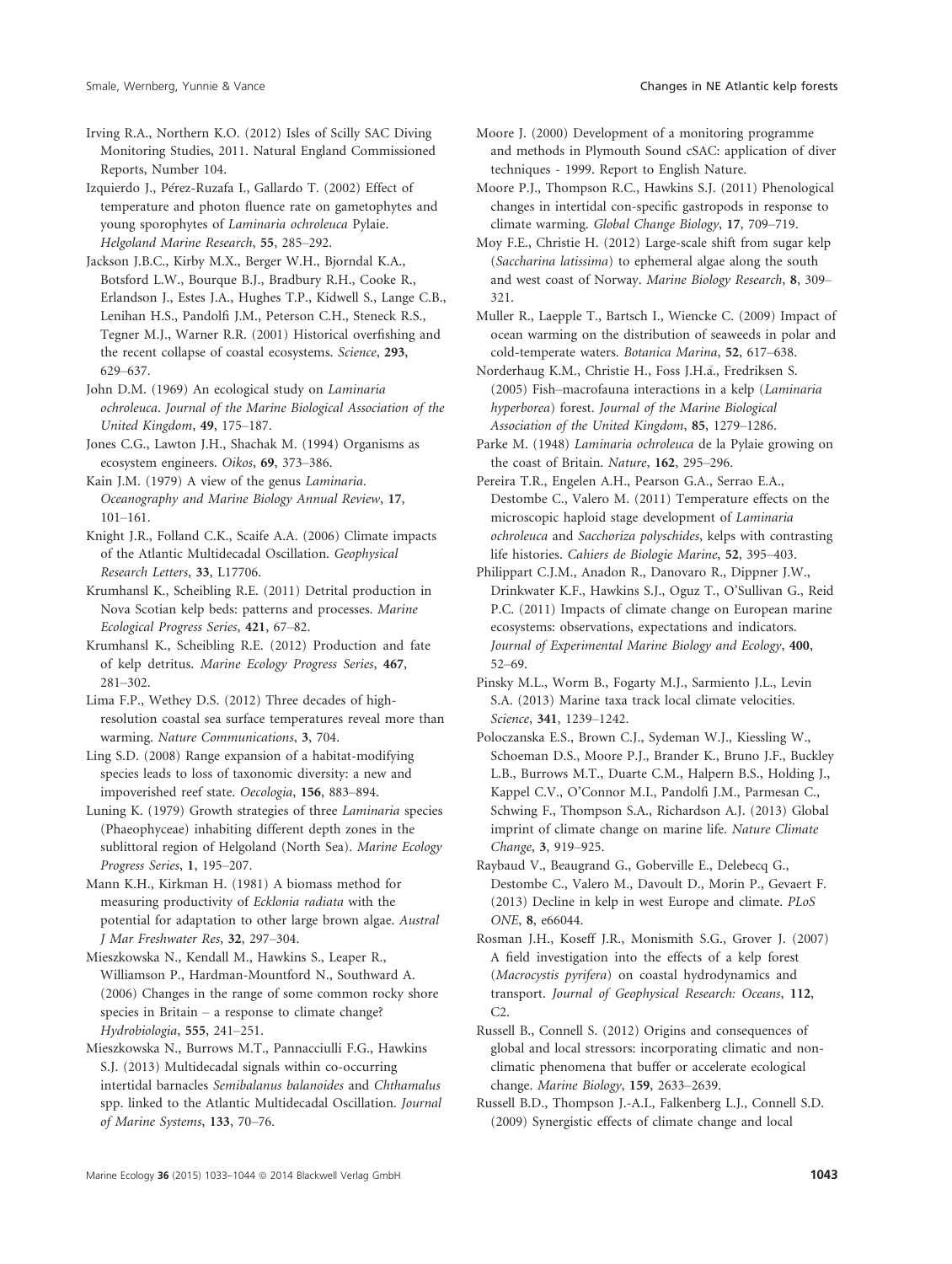Irving R.A., Northern K.O. (2012) Isles of Scilly SAC Diving Monitoring Studies, 2011. Natural England Commissioned Reports, Number 104.

Izquierdo J., Pérez-Ruzafa I., Gallardo T. (2002) Effect of temperature and photon fluence rate on gametophytes and young sporophytes of *Laminaria ochroleuca* Pylaie. *Helgoland Marine Research*, **55**, 285–292.

Jackson J.B.C., Kirby M.X., Berger W.H., Bjorndal K.A., Botsford L.W., Bourque B.J., Bradbury R.H., Cooke R., Erlandson J., Estes J.A., Hughes T.P., Kidwell S., Lange C.B., Lenihan H.S., Pandolfi J.M., Peterson C.H., Steneck R.S., Tegner M.J., Warner R.R. (2001) Historical overfishing and the recent collapse of coastal ecosystems. *Science*, **293**, 629–637.

John D.M. (1969) An ecological study on *Laminaria ochroleuca*. *Journal of the Marine Biological Association of the United Kingdom*, **49**, 175–187.

Jones C.G., Lawton J.H., Shachak M. (1994) Organisms as ecosystem engineers. *Oikos*, **69**, 373–386.

Kain J.M. (1979) A view of the genus *Laminaria*. *Oceanography and Marine Biology Annual Review*, **17**, 101–161.

Knight J.R., Folland C.K., Scaife A.A. (2006) Climate impacts of the Atlantic Multidecadal Oscillation. *Geophysical Research Letters*, **33**, L17706.

Krumhansl K., Scheibling R.E. (2011) Detrital production in Nova Scotian kelp beds: patterns and processes. *Marine Ecological Progress Series*, **421**, 67–82.

Krumhansl K., Scheibling R.E. (2012) Production and fate of kelp detritus. *Marine Ecology Progress Series*, **467**, 281–302.

Lima F.P., Wethey D.S. (2012) Three decades of high-resolution coastal sea surface temperatures reveal more than warming. *Nature Communications*, **3**, 704.

Ling S.D. (2008) Range expansion of a habitat-modifying species leads to loss of taxonomic diversity: a new and impoverished reef state. *Oecologia*, **156**, 883–894.

Luning K. (1979) Growth strategies of three *Laminaria* species (Phaeophyceae) inhabiting different depth zones in the sublittoral region of Helgoland (North Sea). *Marine Ecology Progress Series*, **1**, 195–207.

Mann K.H., Kirkman H. (1981) A biomass method for measuring productivity of *Ecklonia radiata* with the potential for adaptation to other large brown algae. *Austral J Mar Freshwater Res*, **32**, 297–304.

Mieszkowska N., Kendall M., Hawkins S., Leaper R., Williamson P., Hardman-Mountford N., Southward A. (2006) Changes in the range of some common rocky shore species in Britain – a response to climate change? *Hydrobiologia*, **555**, 241–251.

Mieszkowska N., Burrows M.T., Pannacciulli F.G., Hawkins S.J. (2013) Multidecadal signals within co-occurring intertidal barnacles *Semibalanus balanoides* and *Chthamalus* spp. linked to the Atlantic Multidecadal Oscillation. *Journal of Marine Systems*, **133**, 70–76.

Moore J. (2000) Development of a monitoring programme and methods in Plymouth Sound cSAC: application of diver techniques - 1999. Report to English Nature.

Moore P.J., Thompson R.C., Hawkins S.J. (2011) Phenological changes in intertidal con-specific gastropods in response to climate warming. *Global Change Biology*, **17**, 709–719.

Moy F.E., Christie H. (2012) Large-scale shift from sugar kelp (*Saccharina latissima*) to ephemeral algae along the south and west coast of Norway. *Marine Biology Research*, **8**, 309–321.

Muller R., Laepple T., Bartsch I., Wiencke C. (2009) Impact of ocean warming on the distribution of seaweeds in polar and cold-temperate waters. *Botanica Marina*, **52**, 617–638.

Norderhaug K.M., Christie H., Foss J.H.ä., Fredriksen S. (2005) Fish–macrofauna interactions in a kelp (*Laminaria hyperborea*) forest. *Journal of the Marine Biological Association of the United Kingdom*, **85**, 1279–1286.

Parke M. (1948) *Laminaria ochroleuca* de la Pylaie growing on the coast of Britain. *Nature*, **162**, 295–296.

Pereira T.R., Engelen A.H., Pearson G.A., Serrao E.A., Destombe C., Valero M. (2011) Temperature effects on the microscopic haploid stage development of *Laminaria ochroleuca* and *Sacchoriza polyschides*, kelps with contrasting life histories. *Cahiers de Biologie Marine*, **52**, 395–403.

Philippart C.J.M., Anadon R., Danovaro R., Dippner J.W., Drinkwater K.F., Hawkins S.J., Oguz T., O'Sullivan G., Reid P.C. (2011) Impacts of climate change on European marine ecosystems: observations, expectations and indicators. *Journal of Experimental Marine Biology and Ecology*, **400**, 52–69.

Pinsky M.L., Worm B., Fogarty M.J., Sarmiento J.L., Levin S.A. (2013) Marine taxa track local climate velocities. *Science*, **341**, 1239–1242.

Poloczanska E.S., Brown C.J., Sydeman W.J., Kiessling W., Schoeman D.S., Moore P.J., Brander K., Bruno J.F., Buckley L.B., Burrows M.T., Duarte C.M., Halpern B.S., Holding J., Kappel C.V., O'Connor M.I., Pandolfi J.M., Parmesan C., Schwing F., Thompson S.A., Richardson A.J. (2013) Global imprint of climate change on marine life. *Nature Climate Change*, **3**, 919–925.

Raybaud V., Beaugrand G., Goberville E., Delebecq G., Destombe C., Valero M., Davoult D., Morin P., Gevaert F. (2013) Decline in kelp in west Europe and climate. *PLoS ONE*, **8**, e66044.

Rosman J.H., Koseff J.R., Monismith S.G., Grover J. (2007) A field investigation into the effects of a kelp forest (*Macrocystis pyrifera*) on coastal hydrodynamics and transport. *Journal of Geophysical Research: Oceans*, **112**, C2.

Russell B., Connell S. (2012) Origins and consequences of global and local stressors: incorporating climatic and non-climatic phenomena that buffer or accelerate ecological change. *Marine Biology*, **159**, 2633–2639.

Russell B.D., Thompson J.-A.I., Falkenberg L.J., Connell S.D. (2009) Synergistic effects of climate change and local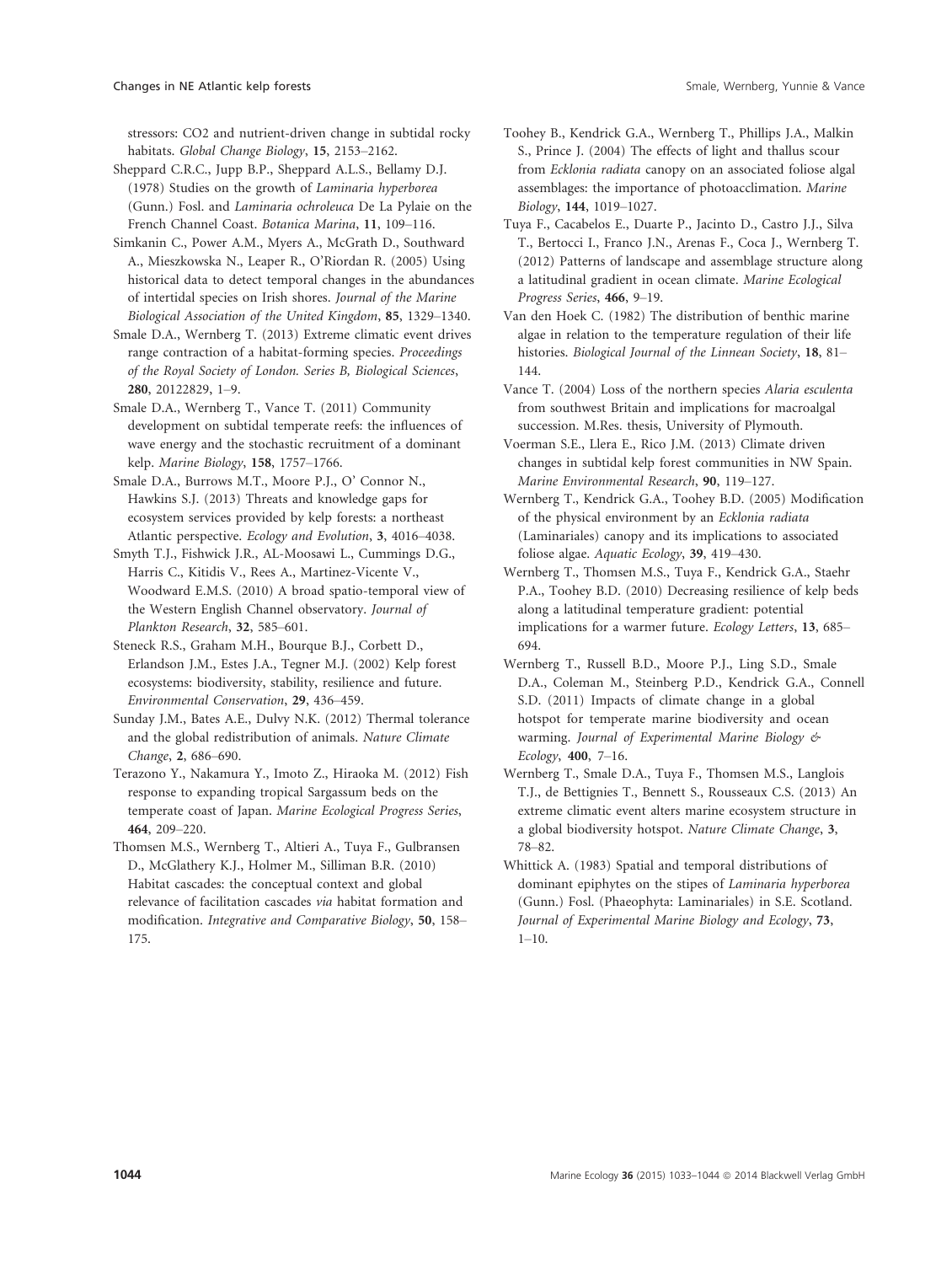stressors: CO2 and nutrient-driven change in subtidal rocky habitats. *Global Change Biology*, **15**, 2153–2162.

Sheppard C.R.C., Jupp B.P., Sheppard A.L.S., Bellamy D.J. (1978) Studies on the growth of *Laminaria hyperborea* (Gunn.) Fosl. and *Laminaria ochroleuca* De La Pylaie on the French Channel Coast. *Botanica Marina*, **11**, 109–116.

Simkanin C., Power A.M., Myers A., McGrath D., Southward A., Mieszkowska N., Leaper R., O'Riordan R. (2005) Using historical data to detect temporal changes in the abundances of intertidal species on Irish shores. *Journal of the Marine Biological Association of the United Kingdom*, **85**, 1329–1340.

Smale D.A., Wernberg T. (2013) Extreme climatic event drives range contraction of a habitat-forming species. *Proceedings of the Royal Society of London. Series B, Biological Sciences*, **280**, 20122829, 1–9.

Smale D.A., Wernberg T., Vance T. (2011) Community development on subtidal temperate reefs: the influences of wave energy and the stochastic recruitment of a dominant kelp. *Marine Biology*, **158**, 1757–1766.

Smale D.A., Burrows M.T., Moore P.J., O' Connor N., Hawkins S.J. (2013) Threats and knowledge gaps for ecosystem services provided by kelp forests: a northeast Atlantic perspective. *Ecology and Evolution*, **3**, 4016–4038.

Smyth T.J., Fishwick J.R., AL-Moosawi L., Cummings D.G., Harris C., Kitidis V., Rees A., Martinez-Vicente V., Woodward E.M.S. (2010) A broad spatio-temporal view of the Western English Channel observatory. *Journal of Plankton Research*, **32**, 585–601.

Steneck R.S., Graham M.H., Bourque B.J., Corbett D., Erlandson J.M., Estes J.A., Tegner M.J. (2002) Kelp forest ecosystems: biodiversity, stability, resilience and future. *Environmental Conservation*, **29**, 436–459.

Sunday J.M., Bates A.E., Dulvy N.K. (2012) Thermal tolerance and the global redistribution of animals. *Nature Climate Change*, **2**, 686–690.

Terazono Y., Nakamura Y., Imoto Z., Hiraoka M. (2012) Fish response to expanding tropical Sargassum beds on the temperate coast of Japan. *Marine Ecological Progress Series*, **464**, 209–220.

Thomsen M.S., Wernberg T., Altieri A., Tuya F., Gulbransen D., McGlathery K.J., Holmer M., Silliman B.R. (2010) Habitat cascades: the conceptual context and global relevance of facilitation cascades *via* habitat formation and modification. *Integrative and Comparative Biology*, **50**, 158–175.

Toohey B., Kendrick G.A., Wernberg T., Phillips J.A., Malkin S., Prince J. (2004) The effects of light and thallus scour from *Ecklonia radiata* canopy on an associated foliose algal assemblages: the importance of photoacclimation. *Marine Biology*, **144**, 1019–1027.

Tuya F., Cacabelos E., Duarte P., Jacinto D., Castro J.J., Silva T., Bertocci I., Franco J.N., Arenas F., Coca J., Wernberg T. (2012) Patterns of landscape and assemblage structure along a latitudinal gradient in ocean climate. *Marine Ecological Progress Series*, **466**, 9–19.

Van den Hoek C. (1982) The distribution of benthic marine algae in relation to the temperature regulation of their life histories. *Biological Journal of the Linnean Society*, **18**, 81–144.

Vance T. (2004) Loss of the northern species *Alaria esculenta* from southwest Britain and implications for macroalgal succession. M.Res. thesis, University of Plymouth.

Voerman S.E., Llera E., Rico J.M. (2013) Climate driven changes in subtidal kelp forest communities in NW Spain. *Marine Environmental Research*, **90**, 119–127.

Wernberg T., Kendrick G.A., Toohey B.D. (2005) Modification of the physical environment by an *Ecklonia radiata* (Laminariales) canopy and its implications to associated foliose algae. *Aquatic Ecology*, **39**, 419–430.

Wernberg T., Thomsen M.S., Tuya F., Kendrick G.A., Staehr P.A., Toohey B.D. (2010) Decreasing resilience of kelp beds along a latitudinal temperature gradient: potential implications for a warmer future. *Ecology Letters*, **13**, 685–694.

Wernberg T., Russell B.D., Moore P.J., Ling S.D., Smale D.A., Coleman M., Steinberg P.D., Kendrick G.A., Connell S.D. (2011) Impacts of climate change in a global hotspot for temperate marine biodiversity and ocean warming. *Journal of Experimental Marine Biology & Ecology*, **400**, 7–16.

Wernberg T., Smale D.A., Tuya F., Thomsen M.S., Langlois T.J., de Bettignies T., Bennett S., Rousseaux C.S. (2013) An extreme climatic event alters marine ecosystem structure in a global biodiversity hotspot. *Nature Climate Change*, **3**, 78–82.

Whittick A. (1983) Spatial and temporal distributions of dominant epiphytes on the stipes of *Laminaria hyperborea* (Gunn.) Fosl. (Phaeophyta: Laminariales) in S.E. Scotland. *Journal of Experimental Marine Biology and Ecology*, **73**, 1–10.